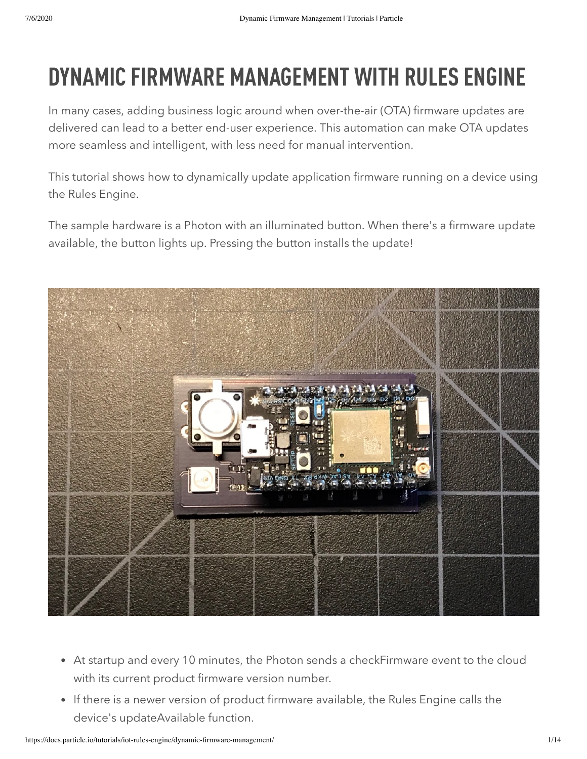# DYNAMIC FIRMWARE MANAGEMENT WITH RULES ENGINE

In many cases, adding business logic around when over-the-air (OTA) firmware updates are delivered can lead to a better end-user experience. This automation can make OTA updates more seamless and intelligent, with less need for manual intervention.

This tutorial shows how to dynamically update application firmware running on a device using the Rules Engine.

The sample hardware is a Photon with an illuminated button. When there's a firmware update available, the button lights up. Pressing the button installs the update!

- At startup and every 10 minutes, the Photon sends a checkFirmware event to the cloud with its current product firmware version number.
- If there is a newer version of product firmware available, the Rules Engine calls the device's updateAvailable function.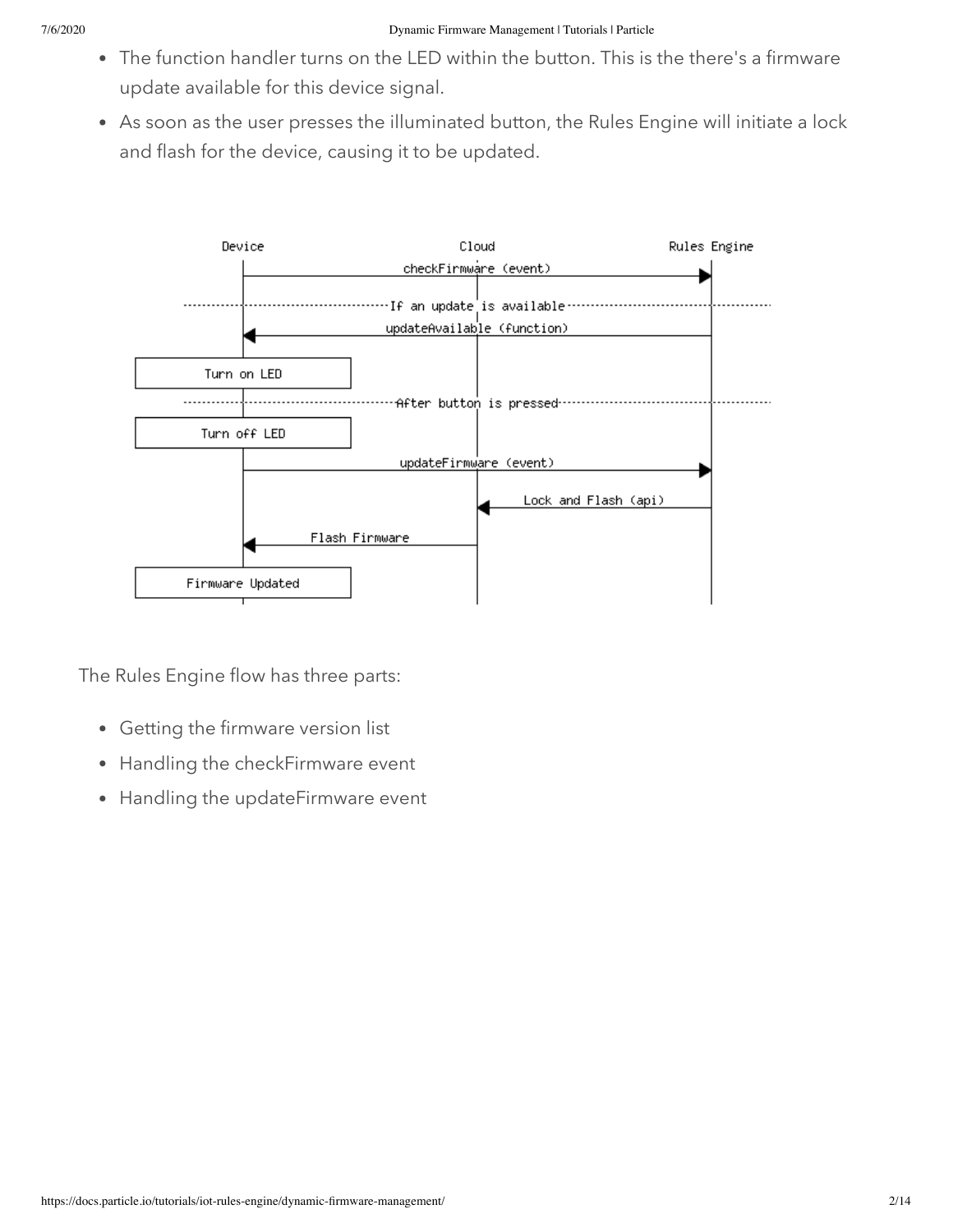- The function handler turns on the LED within the button. This is the there's a firmware update available for this device signal.
- As soon as the user presses the illuminated button, the Rules Engine will initiate a lock and flash for the device, causing it to be updated.

The Rules Engine flow has three parts:

- Getting the firmware version list
- Handling the checkFirmware event
- Handling the updateFirmware event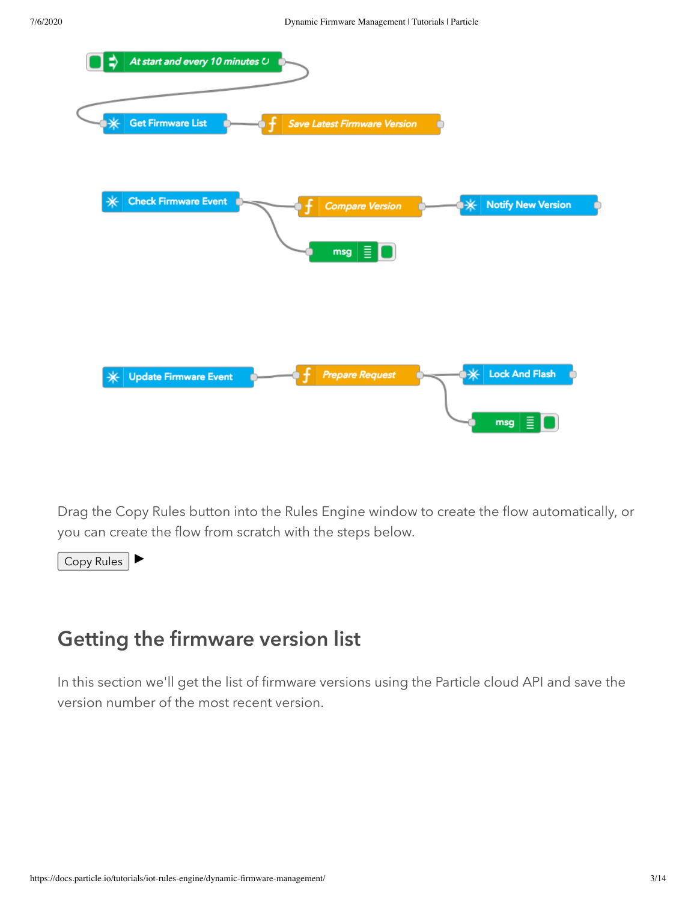Drag the Copy Rules button into the Rules Engine window to create the flow automatically, or you can create the flow from scratch with the steps below.

Copy Rules ▶

## Getting the firmware version list

In this section we'll get the list of firmware versions using the Particle cloud API and save the version number of the most recent version.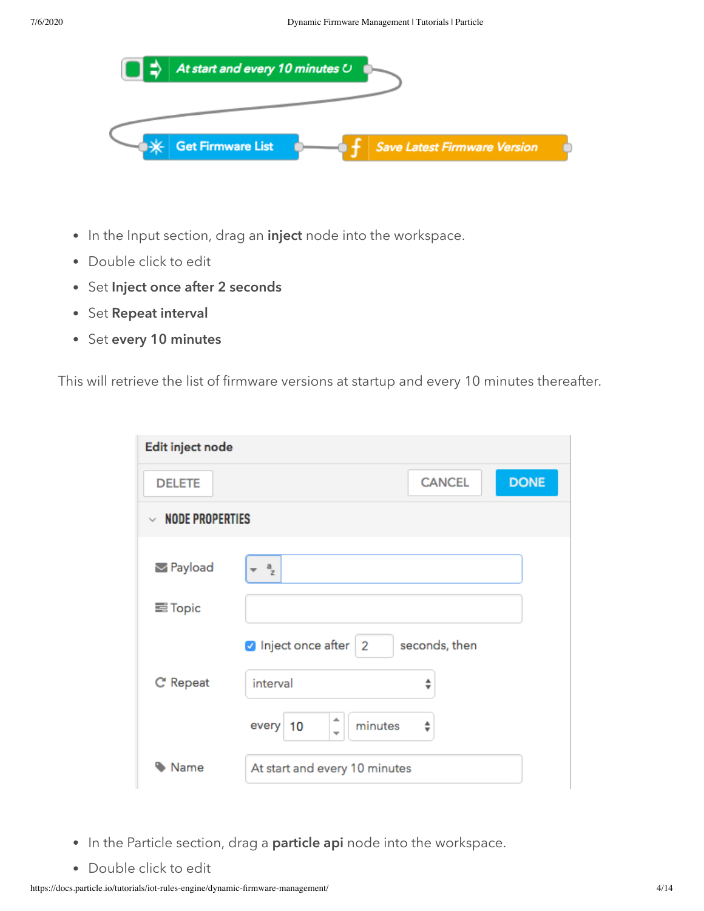- In the Input section, drag an **inject** node into the workspace.
- Double click to edit
- Set **Inject once after 2 seconds**
- Set **Repeat interval**
- Set **every 10 minutes**

This will retrieve the list of firmware versions at startup and every 10 minutes thereafter.

- In the Particle section, drag a **particle api** node into the workspace.
- Double click to edit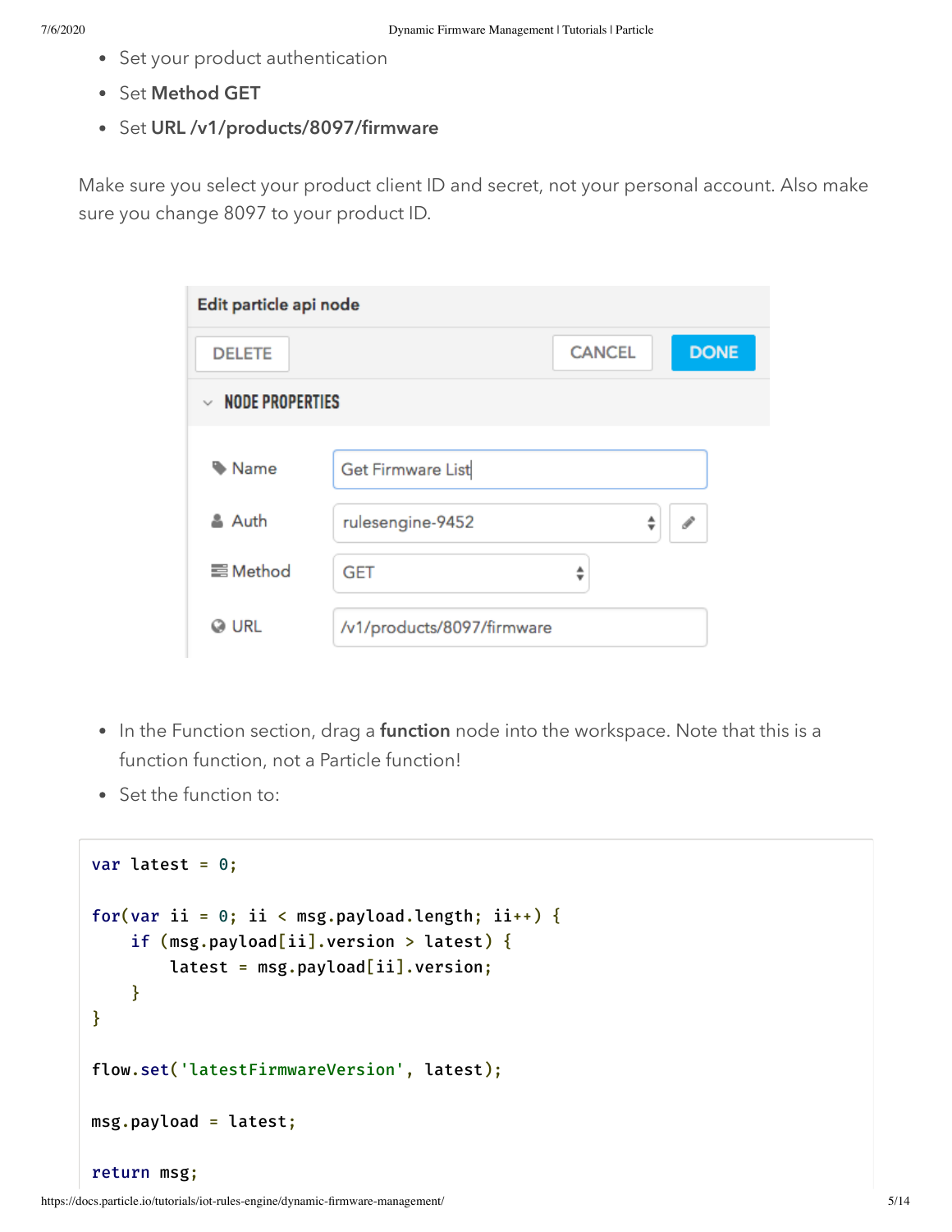- Set your product authentication
- Set **Method GET**
- Set **URL /v1/products/8097/firmware**

Make sure you select your product client ID and secret, not your personal account. Also make sure you change 8097 to your product ID.

- In the Function section, drag a **function** node into the workspace. Note that this is a function function, not a Particle function!
- Set the function to:

```
var latest = 0;

for(var ii = 0; ii < msg.payload.length; ii++) {
    if (msg.payload[ii].version > latest) {
        latest = msg.payload[ii].version;
    }
}

flow.set('latestFirmwareVersion', latest);

msg.payload = latest;

return msg;
```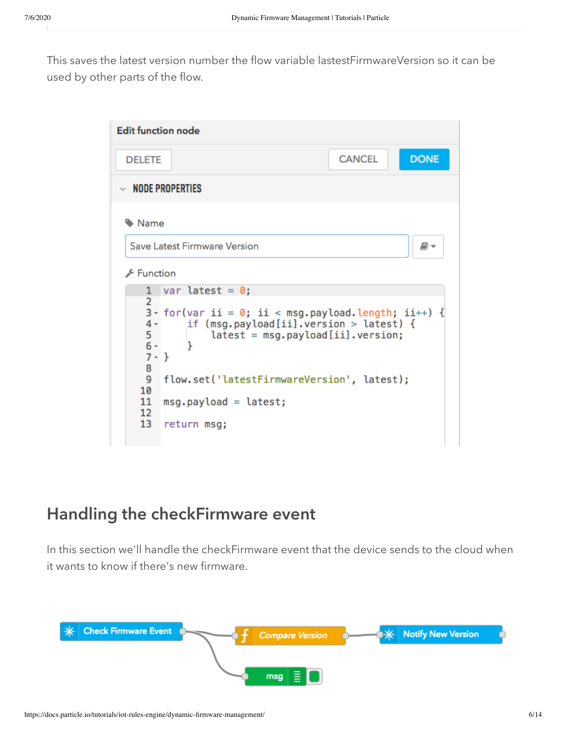This saves the latest version number the flow variable lastestFirmwareVersion so it can be used by other parts of the flow.

Edit function node

DELETE CANCEL DONE

NODE PROPERTIES

Name

Save Latest Firmware Version

Function

```
var latest = 0;

for(var ii = 0; ii < msg.payload.length; ii++) {
    if (msg.payload[ii].version > latest) {
        latest = msg.payload[ii].version;
    }
}

flow.set('latestFirmwareVersion', latest);

msg.payload = latest;

return msg;
```

## Handling the checkFirmware event

In this section we'll handle the checkFirmware event that the device sends to the cloud when it wants to know if there's new firmware.

Check Firmware Event → Compare Version → Notify New Version

msg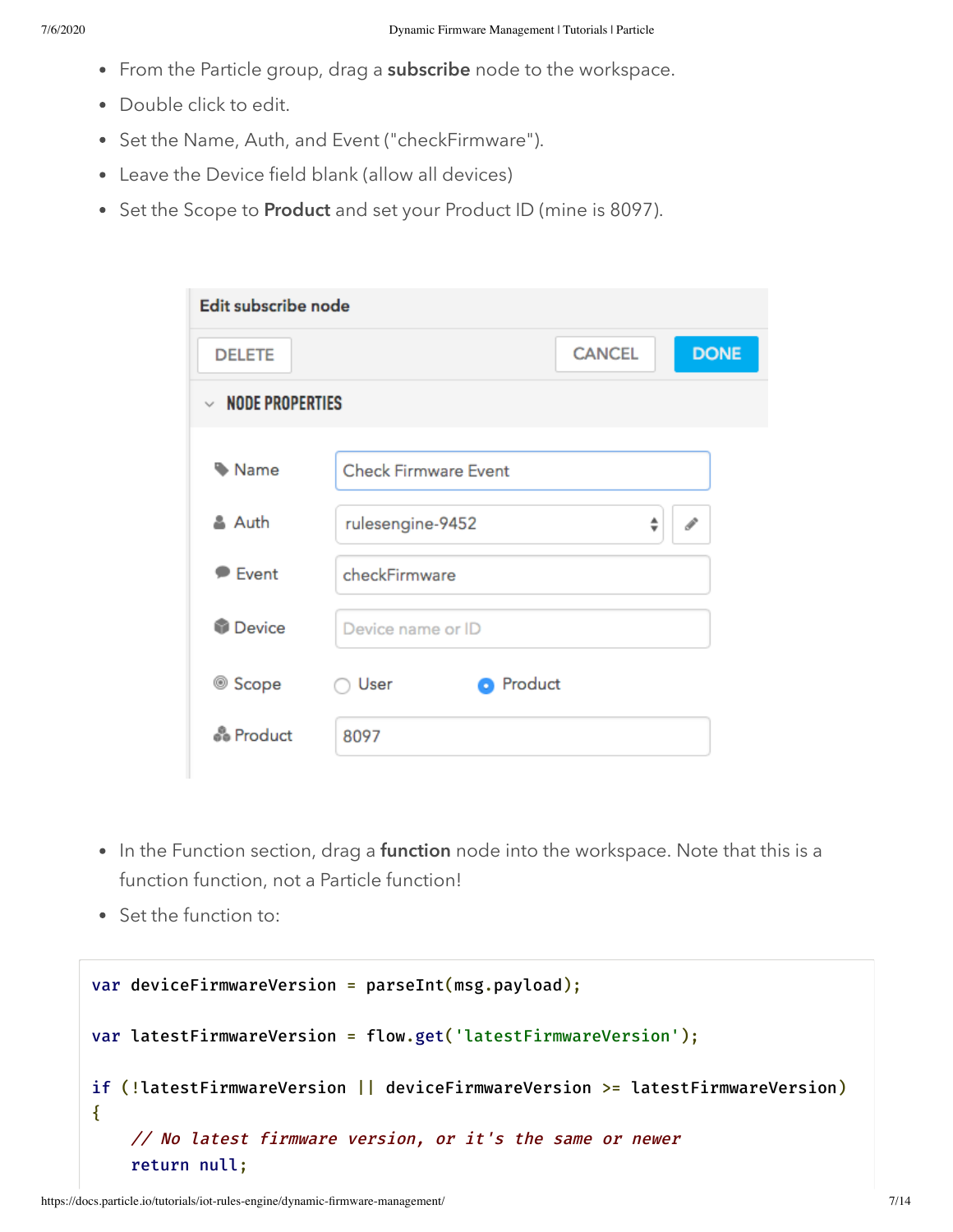- From the Particle group, drag a **subscribe** node to the workspace.
- Double click to edit.
- Set the Name, Auth, and Event ("checkFirmware").
- Leave the Device field blank (allow all devices)
- Set the Scope to **Product** and set your Product ID (mine is 8097).

- In the Function section, drag a **function** node into the workspace. Note that this is a function function, not a Particle function!
- Set the function to:

```
var deviceFirmwareVersion = parseInt(msg.payload);

var latestFirmwareVersion = flow.get('latestFirmwareVersion');

if (!latestFirmwareVersion || deviceFirmwareVersion >= latestFirmwareVersion)
{
    // No latest firmware version, or it's the same or newer
    return null;
```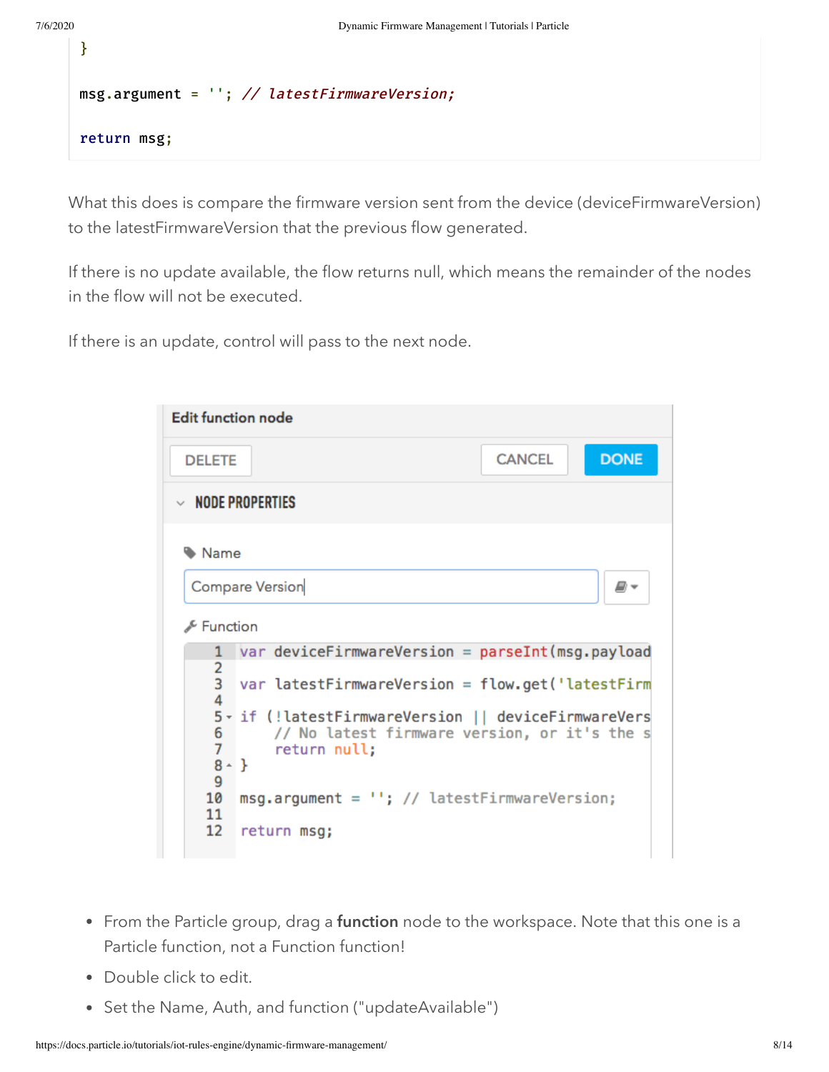```
}

msg.argument = ''; // latestFirmwareVersion;

return msg;
```

What this does is compare the firmware version sent from the device (deviceFirmwareVersion) to the latestFirmwareVersion that the previous flow generated.

If there is no update available, the flow returns null, which means the remainder of the nodes in the flow will not be executed.

If there is an update, control will pass to the next node.

**Edit function node**

DELETE | CANCEL | DONE

**NODE PROPERTIES**

Name: Compare Version

Function

```
var deviceFirmwareVersion = parseInt(msg.payload

var latestFirmwareVersion = flow.get('latestFirm

if (!latestFirmwareVersion || deviceFirmwareVers
    // No latest firmware version, or it's the s
    return null;
}

msg.argument = ''; // latestFirmwareVersion;

return msg;
```

- From the Particle group, drag a **function** node to the workspace. Note that this one is a Particle function, not a Function function!
- Double click to edit.
- Set the Name, Auth, and function ("updateAvailable")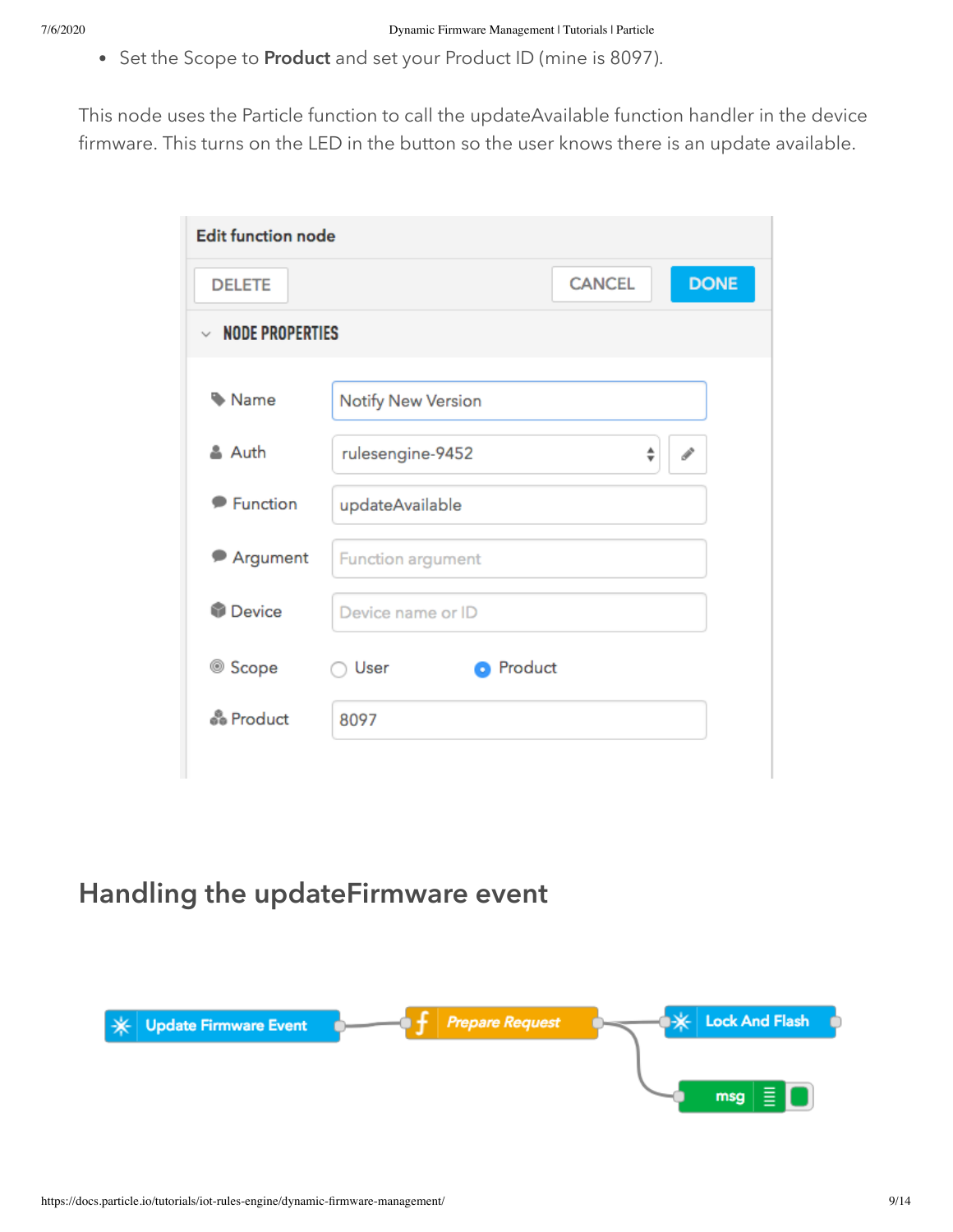- Set the Scope to **Product** and set your Product ID (mine is 8097).

This node uses the Particle function to call the updateAvailable function handler in the device firmware. This turns on the LED in the button so the user knows there is an update available.

## Handling the updateFirmware event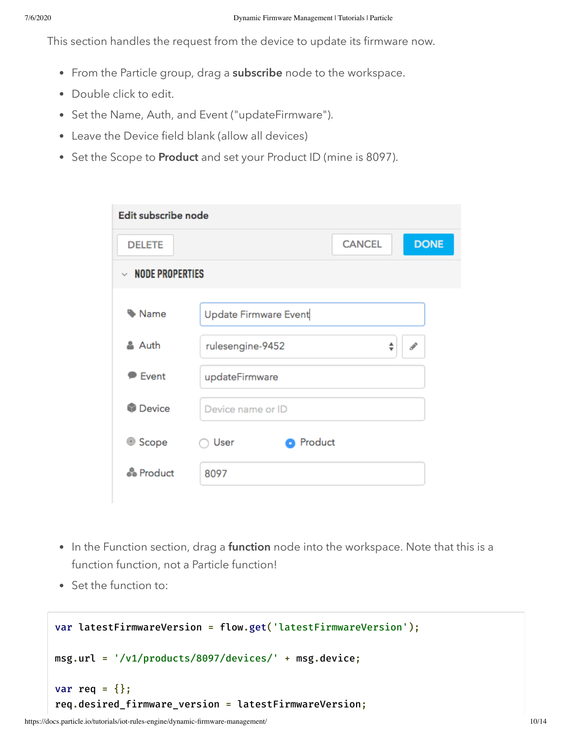This section handles the request from the device to update its firmware now.

- From the Particle group, drag a **subscribe** node to the workspace.
- Double click to edit.
- Set the Name, Auth, and Event ("updateFirmware").
- Leave the Device field blank (allow all devices)
- Set the Scope to **Product** and set your Product ID (mine is 8097).

Edit subscribe node

DELETE CANCEL DONE

NODE PROPERTIES

| | |
|---|---|
| Name | Update Firmware Event |
| Auth | rulesengine-9452 |
| Event | updateFirmware |
| Device | Device name or ID |
| Scope | ○ User ● Product |
| Product | 8097 |

- In the Function section, drag a **function** node into the workspace. Note that this is a function function, not a Particle function!
- Set the function to:

```
var latestFirmwareVersion = flow.get('latestFirmwareVersion');

msg.url = '/v1/products/8097/devices/' + msg.device;

var req = {};
req.desired_firmware_version = latestFirmwareVersion;
```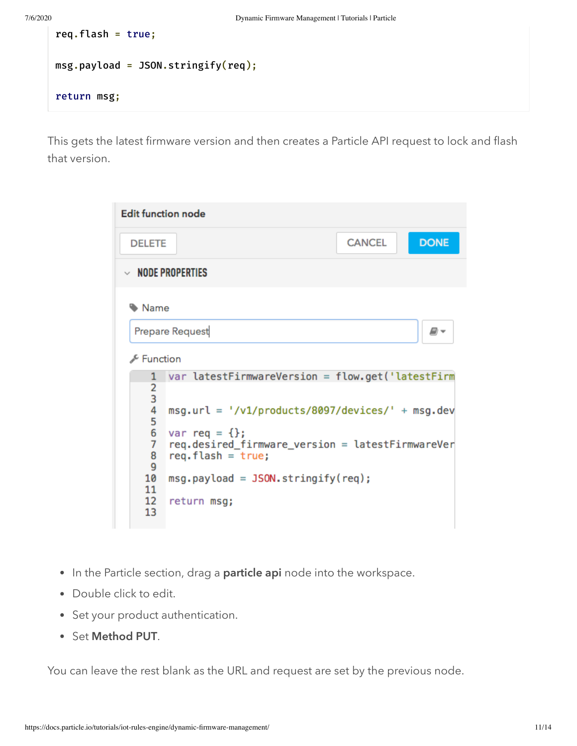```
req.flash = true;

msg.payload = JSON.stringify(req);

return msg;
```

This gets the latest firmware version and then creates a Particle API request to lock and flash that version.

- In the Particle section, drag a **particle api** node into the workspace.
- Double click to edit.
- Set your product authentication.
- Set **Method PUT**.

You can leave the rest blank as the URL and request are set by the previous node.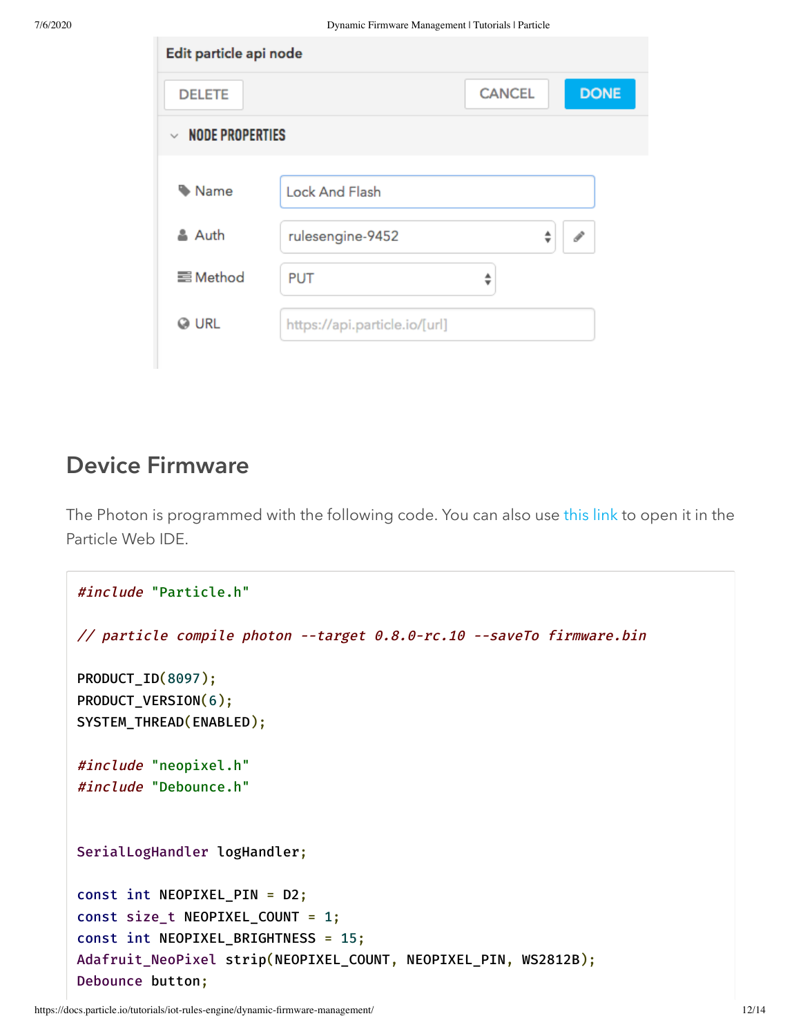Edit particle api node

DELETE CANCEL DONE

NODE PROPERTIES

Name: Lock And Flash

Auth: rulesengine-9452

Method: PUT

URL: https://api.particle.io/[url]

## Device Firmware

The Photon is programmed with the following code. You can also use this link to open it in the Particle Web IDE.

```
#include "Particle.h"

// particle compile photon --target 0.8.0-rc.10 --saveTo firmware.bin

PRODUCT_ID(8097);
PRODUCT_VERSION(6);
SYSTEM_THREAD(ENABLED);

#include "neopixel.h"
#include "Debounce.h"


SerialLogHandler logHandler;

const int NEOPIXEL_PIN = D2;
const size_t NEOPIXEL_COUNT = 1;
const int NEOPIXEL_BRIGHTNESS = 15;
Adafruit_NeoPixel strip(NEOPIXEL_COUNT, NEOPIXEL_PIN, WS2812B);
Debounce button;
```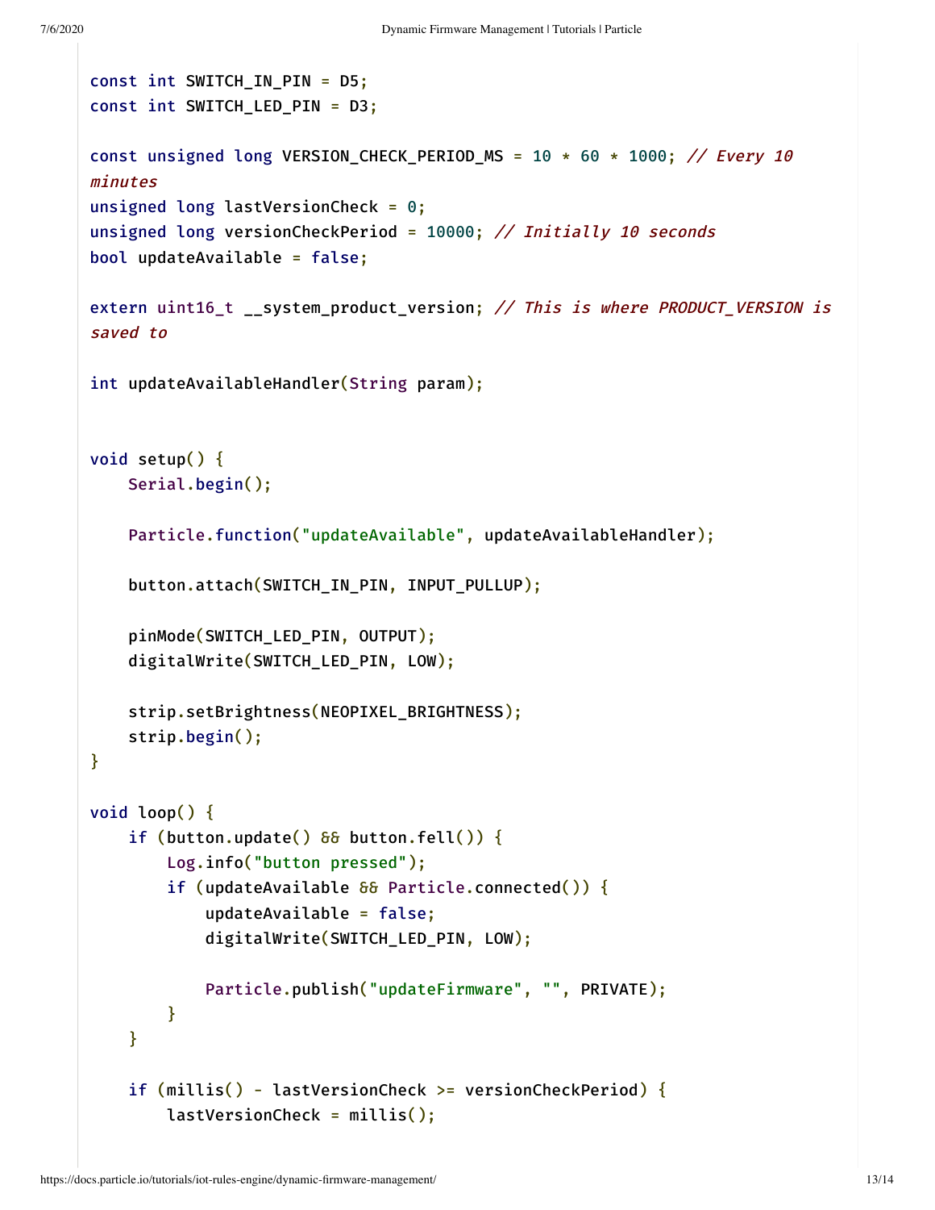```
const int SWITCH_IN_PIN = D5;
const int SWITCH_LED_PIN = D3;

const unsigned long VERSION_CHECK_PERIOD_MS = 10 * 60 * 1000; // Every 10 minutes
unsigned long lastVersionCheck = 0;
unsigned long versionCheckPeriod = 10000; // Initially 10 seconds
bool updateAvailable = false;

extern uint16_t __system_product_version; // This is where PRODUCT_VERSION is saved to

int updateAvailableHandler(String param);


void setup() {
    Serial.begin();

    Particle.function("updateAvailable", updateAvailableHandler);

    button.attach(SWITCH_IN_PIN, INPUT_PULLUP);

    pinMode(SWITCH_LED_PIN, OUTPUT);
    digitalWrite(SWITCH_LED_PIN, LOW);

    strip.setBrightness(NEOPIXEL_BRIGHTNESS);
    strip.begin();
}

void loop() {
    if (button.update() && button.fell()) {
        Log.info("button pressed");
        if (updateAvailable && Particle.connected()) {
            updateAvailable = false;
            digitalWrite(SWITCH_LED_PIN, LOW);

            Particle.publish("updateFirmware", "", PRIVATE);
        }
    }

    if (millis() - lastVersionCheck >= versionCheckPeriod) {
        lastVersionCheck = millis();
```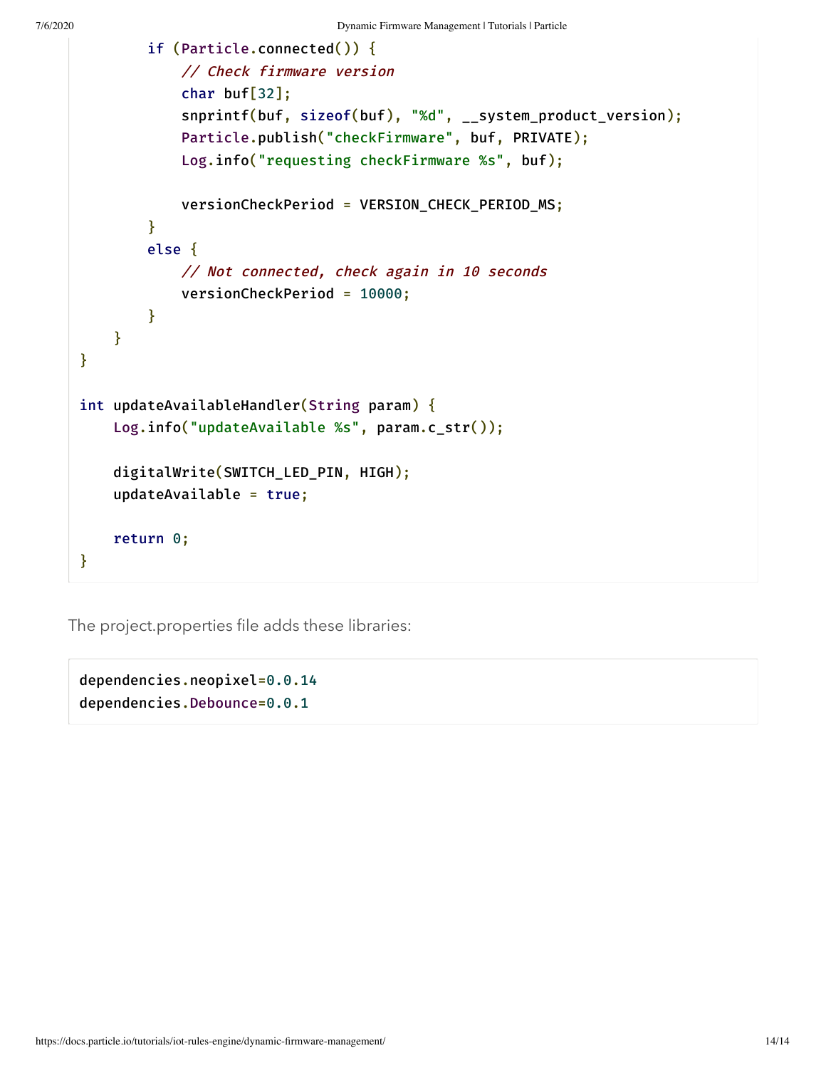```
        if (Particle.connected()) {
            // Check firmware version
            char buf[32];
            snprintf(buf, sizeof(buf), "%d", __system_product_version);
            Particle.publish("checkFirmware", buf, PRIVATE);
            Log.info("requesting checkFirmware %s", buf);

            versionCheckPeriod = VERSION_CHECK_PERIOD_MS;
        }
        else {
            // Not connected, check again in 10 seconds
            versionCheckPeriod = 10000;
        }
    }
}

int updateAvailableHandler(String param) {
    Log.info("updateAvailable %s", param.c_str());

    digitalWrite(SWITCH_LED_PIN, HIGH);
    updateAvailable = true;

    return 0;
}
```

The project.properties file adds these libraries:

```
dependencies.neopixel=0.0.14
dependencies.Debounce=0.0.1
```